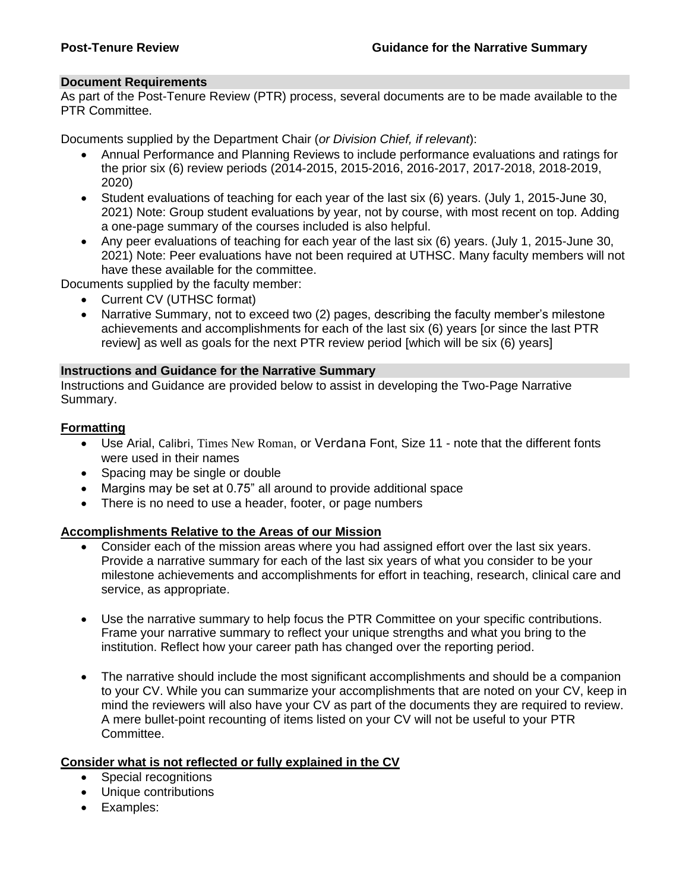**Post-Tenure Review** **Guidance for the Narrative Summary**

## Document Requirements

As part of the Post-Tenure Review (PTR) process, several documents are to be made available to the PTR Committee.

Documents supplied by the Department Chair (*or Division Chief, if relevant*):

- Annual Performance and Planning Reviews to include performance evaluations and ratings for the prior six (6) review periods (2014-2015, 2015-2016, 2016-2017, 2017-2018, 2018-2019, 2020)
- Student evaluations of teaching for each year of the last six (6) years. (July 1, 2015-June 30, 2021) Note: Group student evaluations by year, not by course, with most recent on top. Adding a one-page summary of the courses included is also helpful.
- Any peer evaluations of teaching for each year of the last six (6) years. (July 1, 2015-June 30, 2021) Note: Peer evaluations have not been required at UTHSC. Many faculty members will not have these available for the committee.

Documents supplied by the faculty member:

- Current CV (UTHSC format)
- Narrative Summary, not to exceed two (2) pages, describing the faculty member's milestone achievements and accomplishments for each of the last six (6) years [or since the last PTR review] as well as goals for the next PTR review period [which will be six (6) years]

## Instructions and Guidance for the Narrative Summary

Instructions and Guidance are provided below to assist in developing the Two-Page Narrative Summary.

### Formatting

- Use Arial, Calibri, Times New Roman, or Verdana Font, Size 11 - note that the different fonts were used in their names
- Spacing may be single or double
- Margins may be set at 0.75" all around to provide additional space
- There is no need to use a header, footer, or page numbers

### Accomplishments Relative to the Areas of our Mission

- Consider each of the mission areas where you had assigned effort over the last six years. Provide a narrative summary for each of the last six years of what you consider to be your milestone achievements and accomplishments for effort in teaching, research, clinical care and service, as appropriate.
- Use the narrative summary to help focus the PTR Committee on your specific contributions. Frame your narrative summary to reflect your unique strengths and what you bring to the institution. Reflect how your career path has changed over the reporting period.
- The narrative should include the most significant accomplishments and should be a companion to your CV. While you can summarize your accomplishments that are noted on your CV, keep in mind the reviewers will also have your CV as part of the documents they are required to review. A mere bullet-point recounting of items listed on your CV will not be useful to your PTR Committee.

### Consider what is not reflected or fully explained in the CV

- Special recognitions
- Unique contributions
- Examples: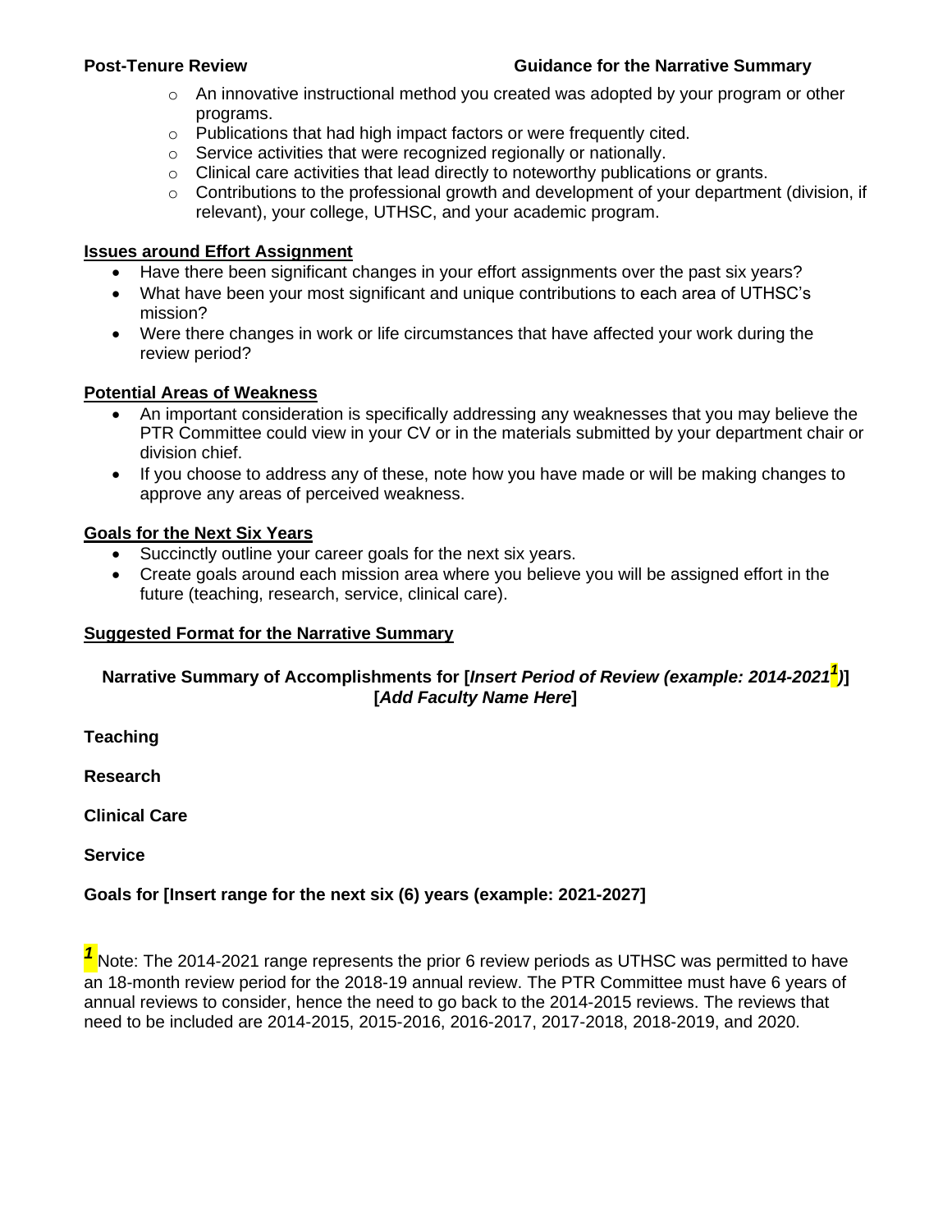- An innovative instructional method you created was adopted by your program or other programs.
- Publications that had high impact factors or were frequently cited.
- Service activities that were recognized regionally or nationally.
- Clinical care activities that lead directly to noteworthy publications or grants.
- Contributions to the professional growth and development of your department (division, if relevant), your college, UTHSC, and your academic program.

**Issues around Effort Assignment**

- Have there been significant changes in your effort assignments over the past six years?
- What have been your most significant and unique contributions to each area of UTHSC's mission?
- Were there changes in work or life circumstances that have affected your work during the review period?

**Potential Areas of Weakness**

- An important consideration is specifically addressing any weaknesses that you may believe the PTR Committee could view in your CV or in the materials submitted by your department chair or division chief.
- If you choose to address any of these, note how you have made or will be making changes to approve any areas of perceived weakness.

**Goals for the Next Six Years**

- Succinctly outline your career goals for the next six years.
- Create goals around each mission area where you believe you will be assigned effort in the future (teaching, research, service, clinical care).

**Suggested Format for the Narrative Summary**

**Narrative Summary of Accomplishments for [*Insert Period of Review (example: 2014-2021[1])*]**
**[*Add Faculty Name Here*]**

**Teaching**

**Research**

**Clinical Care**

**Service**

**Goals for [Insert range for the next six (6) years (example: 2021-2027]**

[1] Note: The 2014-2021 range represents the prior 6 review periods as UTHSC was permitted to have an 18-month review period for the 2018-19 annual review. The PTR Committee must have 6 years of annual reviews to consider, hence the need to go back to the 2014-2015 reviews. The reviews that need to be included are 2014-2015, 2015-2016, 2016-2017, 2017-2018, 2018-2019, and 2020.